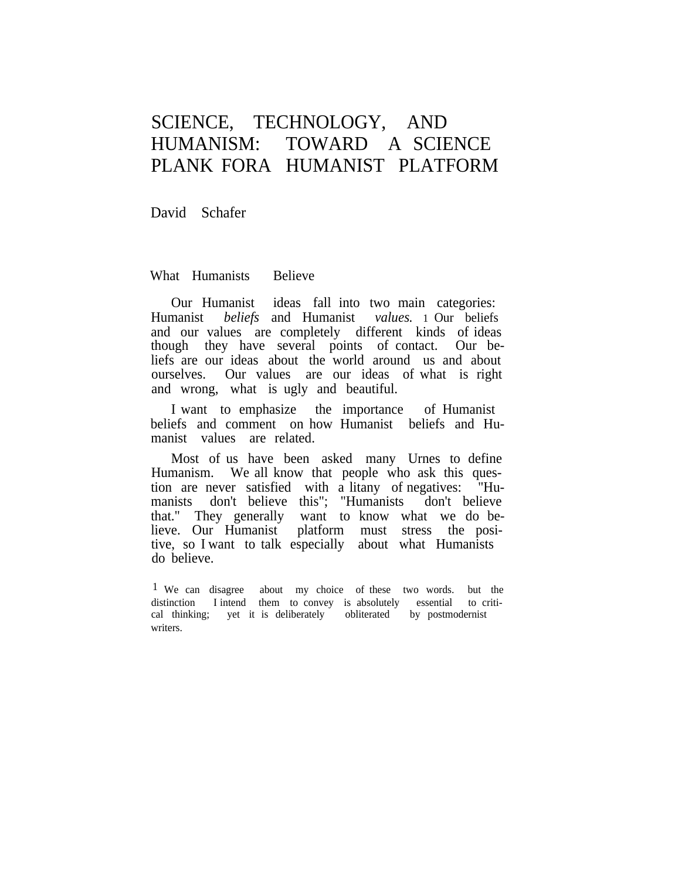# SCIENCE, TECHNOLOGY, AND HUMANISM: TOWARD A SCIENCE PLANK FORA HUMANIST PLATFORM

David Schafer

## What Humanists Believe

Our Humanist ideas fall into two main categories: Humanist *beliefs* and Humanist *values.* [1] Our beliefs and our values are completely different kinds of ideas though they have several points of contact. Our beliefs are our ideas about the world around us and about ourselves. Our values are our ideas of what is right and wrong, what is ugly and beautiful.

I want to emphasize the importance of Humanist beliefs and comment on how Humanist beliefs and Humanist values are related.

Most of us have been asked many Urnes to define Humanism. We all know that people who ask this question are never satisfied with a litany of negatives: "Humanists don't believe this"; "Humanists don't believe that." They generally want to know what we do believe. Our Humanist platform must stress the positive, so I want to talk especially about what Humanists do believe.

[1] We can disagree about my choice of these two words. but the distinction I intend them to convey is absolutely essential to critical thinking; yet it is deliberately obliterated by postmodernist writers.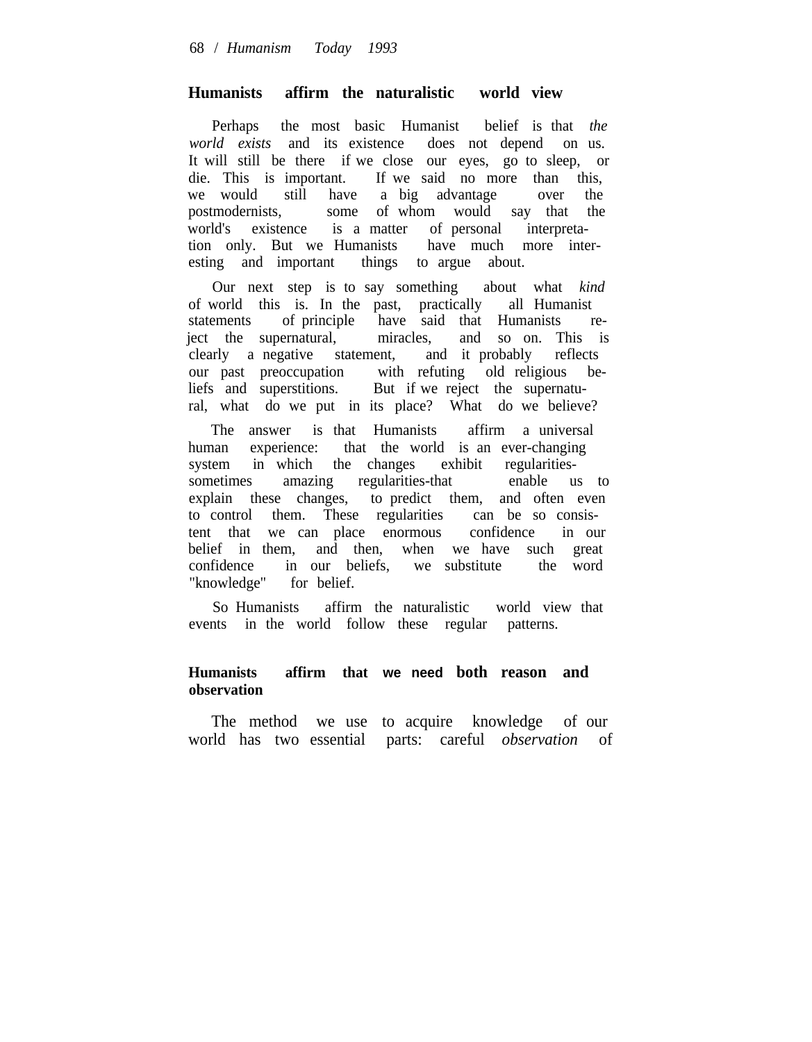## Humanists affirm the naturalistic world view

Perhaps the most basic Humanist belief is that *the world exists* and its existence does not depend on us. It will still be there if we close our eyes, go to sleep, or die. This is important. If we said no more than this, we would still have a big advantage over the postmodernists, some of whom would say that the world's existence is a matter of personal interpretation only. But we Humanists have much more interesting and important things to argue about.

Our next step is to say something about what *kind* of world this is. In the past, practically all Humanist statements of principle have said that Humanists reject the supernatural, miracles, and so on. This is clearly a negative statement, and it probably reflects our past preoccupation with refuting old religious beliefs and superstitions. But if we reject the supernatural, what do we put in its place? What do we believe?

The answer is that Humanists affirm a universal human experience: that the world is an ever-changing system in which the changes exhibit regularities-sometimes amazing regularities-that enable us to explain these changes, to predict them, and often even to control them. These regularities can be so consistent that we can place enormous confidence in our belief in them, and then, when we have such great confidence in our beliefs, we substitute the word "knowledge" for belief.

So Humanists affirm the naturalistic world view that events in the world follow these regular patterns.

## Humanists affirm that we need both reason and observation

The method we use to acquire knowledge of our world has two essential parts: careful *observation* of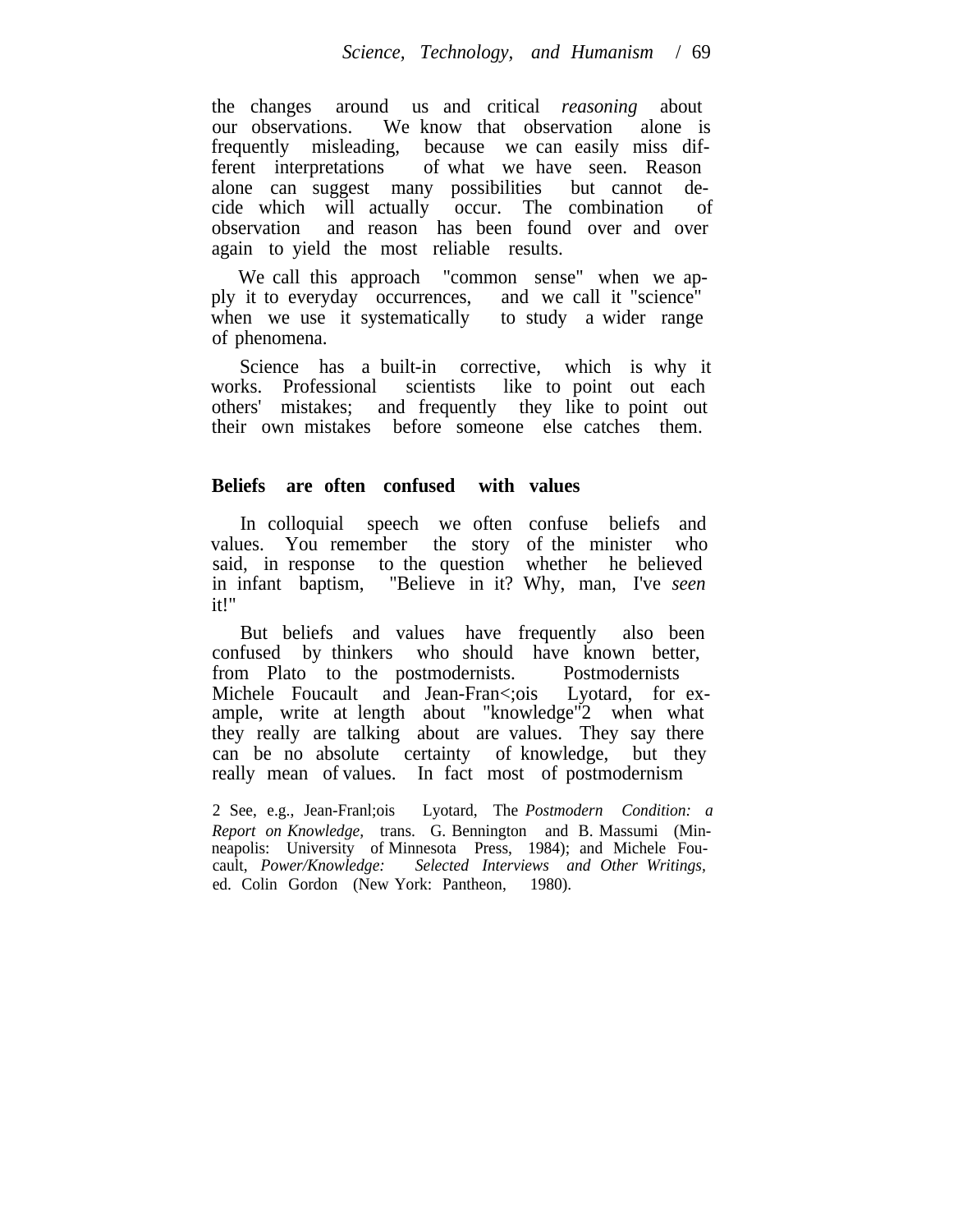the changes around us and critical *reasoning* about our observations. We know that observation alone is frequently misleading, because we can easily miss different interpretations of what we have seen. Reason alone can suggest many possibilities but cannot decide which will actually occur. The combination of observation and reason has been found over and over again to yield the most reliable results.

We call this approach "common sense" when we apply it to everyday occurrences, and we call it "science" when we use it systematically to study a wider range of phenomena.

Science has a built-in corrective, which is why it works. Professional scientists like to point out each others' mistakes; and frequently they like to point out their own mistakes before someone else catches them.

**Beliefs are often confused with values**

In colloquial speech we often confuse beliefs and values. You remember the story of the minister who said, in response to the question whether he believed in infant baptism, "Believe in it? Why, man, I've *seen* it!"

But beliefs and values have frequently also been confused by thinkers who should have known better, from Plato to the postmodernists. Postmodernists Michele Foucault and Jean-Fran<;ois Lyotard, for example, write at length about "knowledge"[2] when what they really are talking about are values. They say there can be no absolute certainty of knowledge, but they really mean of values. In fact most of postmodernism

2 See, e.g., Jean-Franl;ois Lyotard, The *Postmodern Condition: a Report on Knowledge,* trans. G. Bennington and B. Massumi (Minneapolis: University of Minnesota Press, 1984); and Michele Foucault, *Power/Knowledge: Selected Interviews and Other Writings,* ed. Colin Gordon (New York: Pantheon, 1980).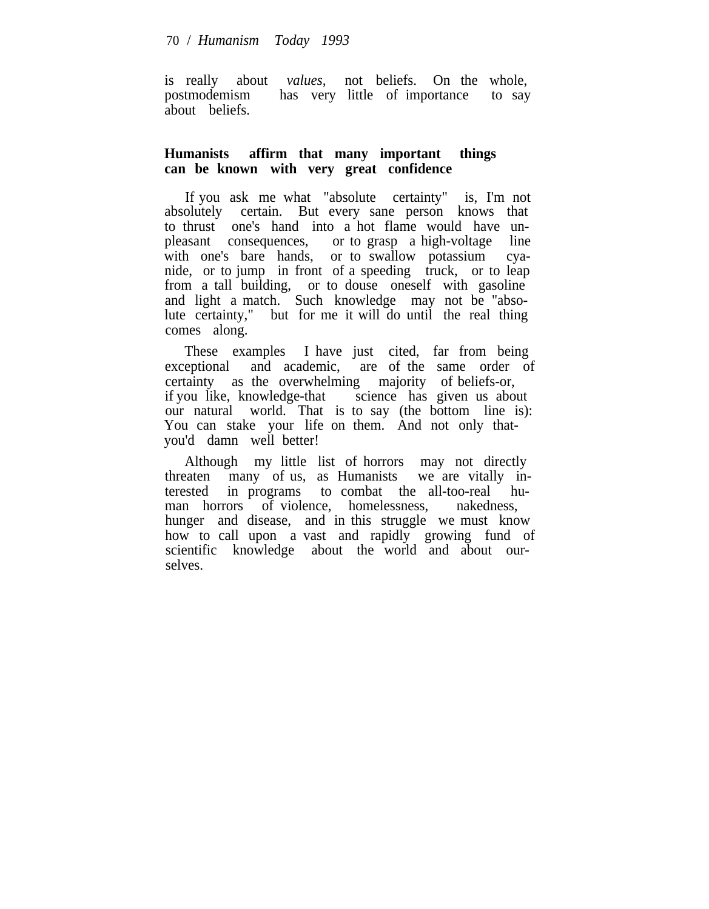is really about *values*, not beliefs. On the whole, postmodemism has very little of importance to say about beliefs.

## Humanists affirm that many important things can be known with very great confidence

If you ask me what "absolute certainty" is, I'm not absolutely certain. But every sane person knows that to thrust one's hand into a hot flame would have unpleasant consequences, or to grasp a high-voltage line with one's bare hands, or to swallow potassium cyanide, or to jump in front of a speeding truck, or to leap from a tall building, or to douse oneself with gasoline and light a match. Such knowledge may not be "absolute certainty," but for me it will do until the real thing comes along.

These examples I have just cited, far from being exceptional and academic, are of the same order of certainty as the overwhelming majority of beliefs-or, if you like, knowledge-that science has given us about our natural world. That is to say (the bottom line is): You can stake your life on them. And not only that-you'd damn well better!

Although my little list of horrors may not directly threaten many of us, as Humanists we are vitally interested in programs to combat the all-too-real human horrors of violence, homelessness, nakedness, hunger and disease, and in this struggle we must know how to call upon a vast and rapidly growing fund of scientific knowledge about the world and about ourselves.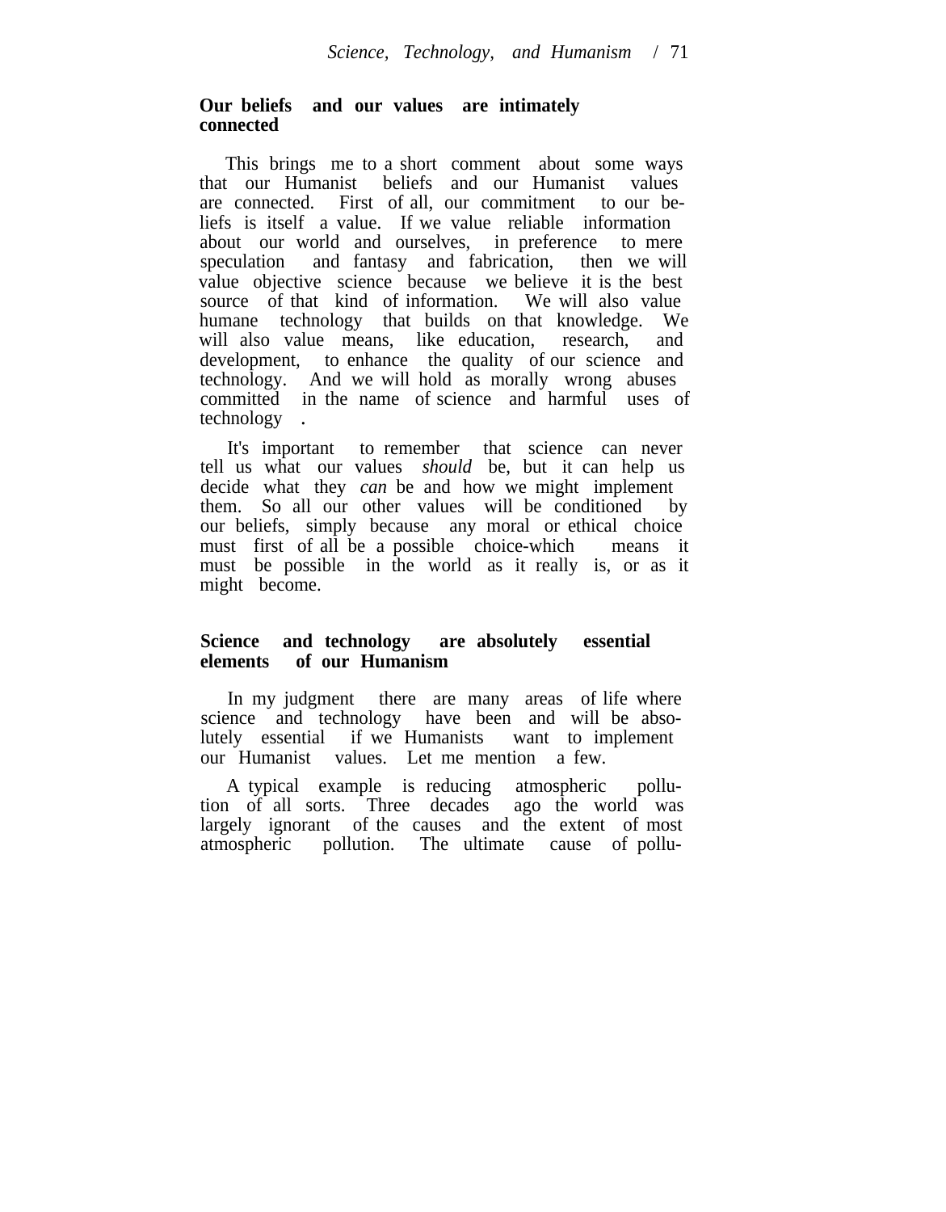## Our beliefs and our values are intimately connected

This brings me to a short comment about some ways that our Humanist beliefs and our Humanist values are connected. First of all, our commitment to our beliefs is itself a value. If we value reliable information about our world and ourselves, in preference to mere speculation and fantasy and fabrication, then we will value objective science because we believe it is the best source of that kind of information. We will also value humane technology that builds on that knowledge. We will also value means, like education, research, and development, to enhance the quality of our science and technology. And we will hold as morally wrong abuses committed in the name of science and harmful uses of technology.

It's important to remember that science can never tell us what our values *should* be, but it can help us decide what they *can* be and how we might implement them. So all our other values will be conditioned by our beliefs, simply because any moral or ethical choice must first of all be a possible choice-which means it must be possible in the world as it really is, or as it might become.

## Science and technology are absolutely essential elements of our Humanism

In my judgment there are many areas of life where science and technology have been and will be absolutely essential if we Humanists want to implement our Humanist values. Let me mention a few.

A typical example is reducing atmospheric pollution of all sorts. Three decades ago the world was largely ignorant of the causes and the extent of most atmospheric pollution. The ultimate cause of pollu-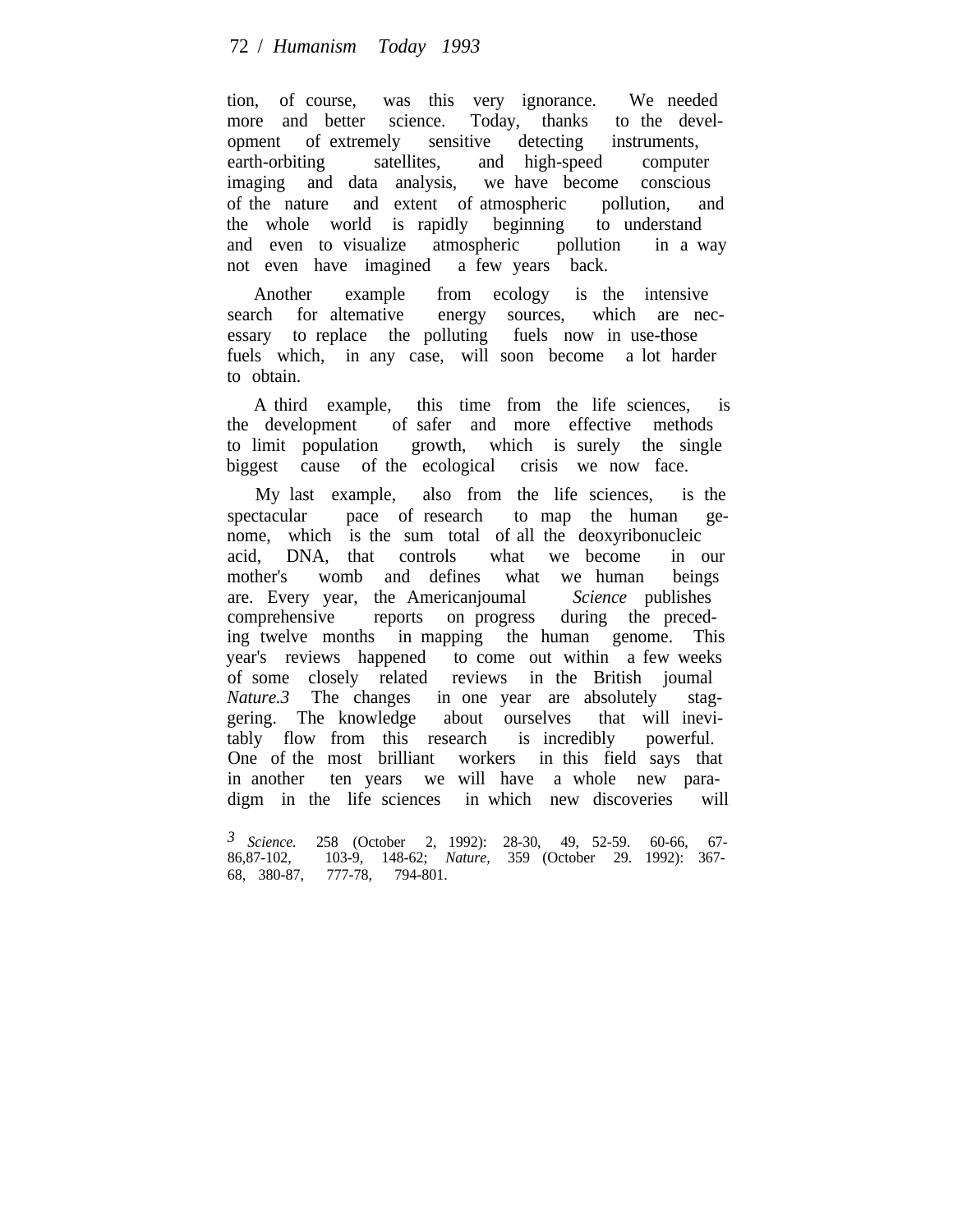tion, of course, was this very ignorance. We needed more and better science. Today, thanks to the development of extremely sensitive detecting instruments, earth-orbiting satellites, and high-speed computer imaging and data analysis, we have become conscious of the nature and extent of atmospheric pollution, and the whole world is rapidly beginning to understand and even to visualize atmospheric pollution in a way not even have imagined a few years back.

Another example from ecology is the intensive search for altemative energy sources, which are necessary to replace the polluting fuels now in use-those fuels which, in any case, will soon become a lot harder to obtain.

A third example, this time from the life sciences, is the development of safer and more effective methods to limit population growth, which is surely the single biggest cause of the ecological crisis we now face.

My last example, also from the life sciences, is the spectacular pace of research to map the human genome, which is the sum total of all the deoxyribonucleic acid, DNA, that controls what we become in our mother's womb and defines what we human beings are. Every year, the Americanjoumal *Science* publishes comprehensive reports on progress during the preceding twelve months in mapping the human genome. This year's reviews happened to come out within a few weeks of some closely related reviews in the British joumal *Nature.*[3] The changes in one year are absolutely staggering. The knowledge about ourselves that will inevitably flow from this research is incredibly powerful. One of the most brilliant workers in this field says that in another ten years we will have a whole new paradigm in the life sciences in which new discoveries will

[3] *Science.* 258 (October 2, 1992): 28-30, 49, 52-59. 60-66, 67-86,87-102, 103-9, 148-62; *Nature,* 359 (October 29. 1992): 367-68, 380-87, 777-78, 794-801.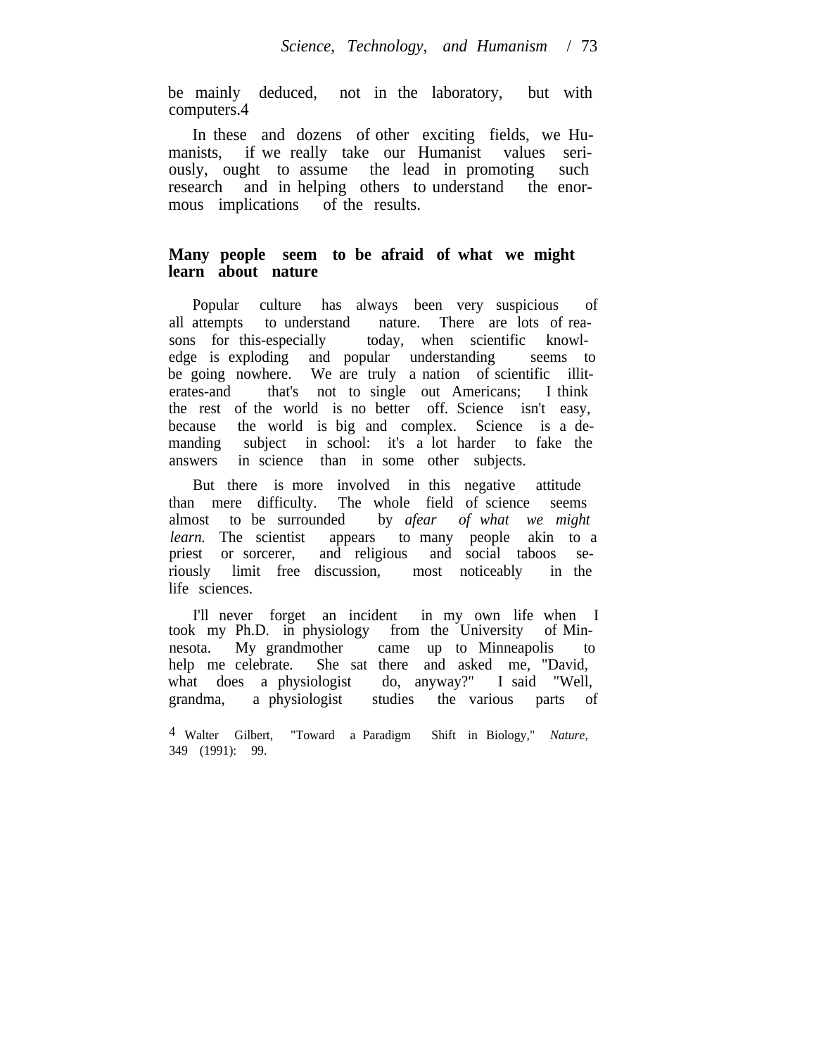be mainly deduced, not in the laboratory, but with computers.[4]

In these and dozens of other exciting fields, we Humanists, if we really take our Humanist values seriously, ought to assume the lead in promoting such research and in helping others to understand the enormous implications of the results.

## Many people seem to be afraid of what we might learn about nature

Popular culture has always been very suspicious of all attempts to understand nature. There are lots of reasons for this-especially today, when scientific knowledge is exploding and popular understanding seems to be going nowhere. We are truly a nation of scientific illiterates-and that's not to single out Americans; I think the rest of the world is no better off. Science isn't easy, because the world is big and complex. Science is a demanding subject in school: it's a lot harder to fake the answers in science than in some other subjects.

But there is more involved in this negative attitude than mere difficulty. The whole field of science seems almost to be surrounded by *afear of what we might learn.* The scientist appears to many people akin to a priest or sorcerer, and religious and social taboos seriously limit free discussion, most noticeably in the life sciences.

I'll never forget an incident in my own life when I took my Ph.D. in physiology from the University of Minnesota. My grandmother came up to Minneapolis to help me celebrate. She sat there and asked me, "David, what does a physiologist do, anyway?" I said "Well, grandma, a physiologist studies the various parts of

[4] Walter Gilbert, "Toward a Paradigm Shift in Biology," *Nature,* 349 (1991): 99.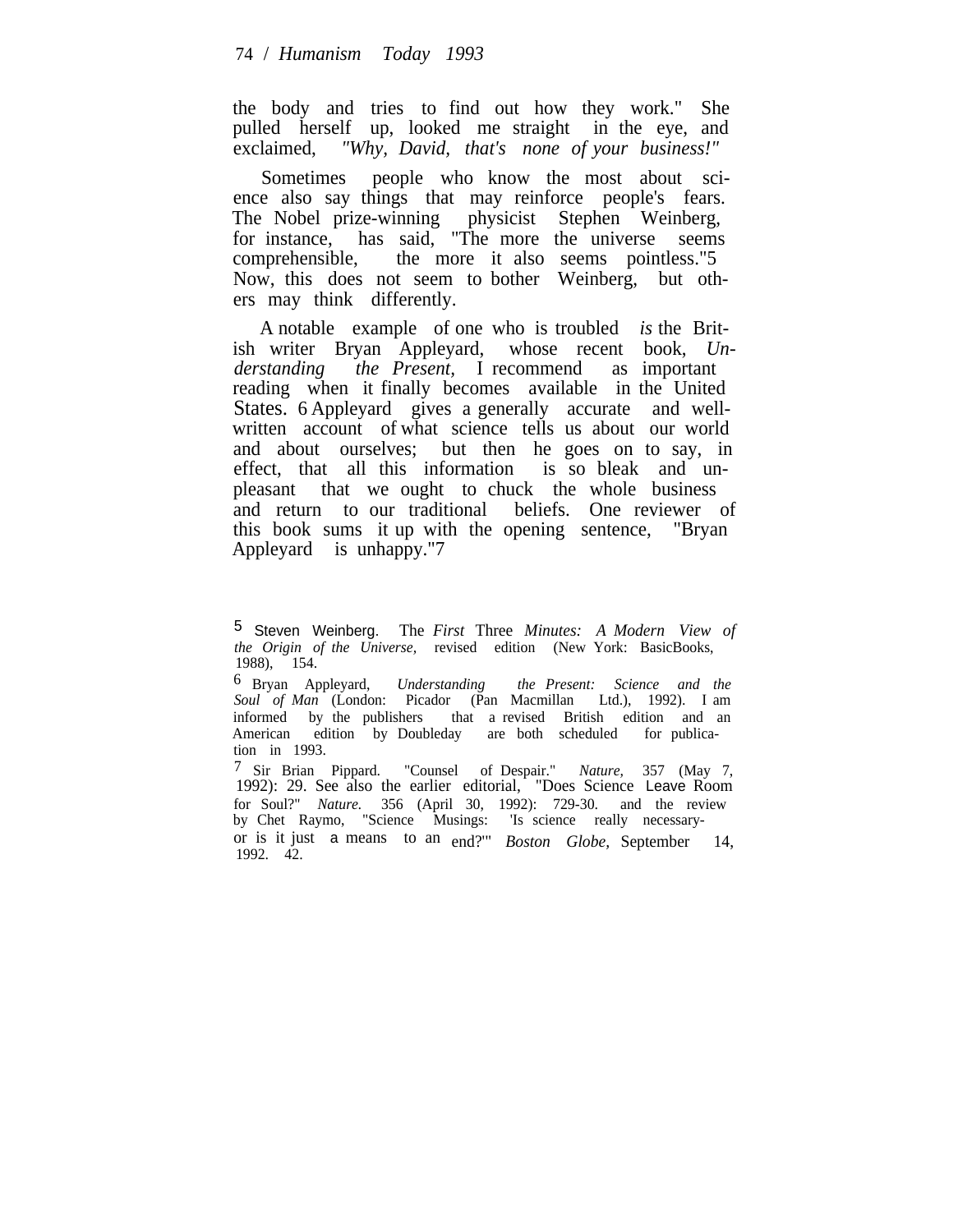the body and tries to find out how they work." She pulled herself up, looked me straight in the eye, and exclaimed, *"Why, David, that's none of your business!"*

Sometimes people who know the most about science also say things that may reinforce people's fears. The Nobel prize-winning physicist Stephen Weinberg, for instance, has said, "The more the universe seems comprehensible, the more it also seems pointless."[5] Now, this does not seem to bother Weinberg, but others may think differently.

A notable example of one who is troubled *is* the British writer Bryan Appleyard, whose recent book, *Understanding the Present,* I recommend as important reading when it finally becomes available in the United States.[6] Appleyard gives a generally accurate and well-written account of what science tells us about our world and about ourselves; but then he goes on to say, in effect, that all this information is so bleak and unpleasant that we ought to chuck the whole business and return to our traditional beliefs. One reviewer of this book sums it up with the opening sentence, "Bryan Appleyard is unhappy."[7]

---

[5] Steven Weinberg. The *First* Three *Minutes: A Modern View of the Origin of the Universe,* revised edition (New York: BasicBooks, 1988), 154.

[6] Bryan Appleyard, *Understanding the Present: Science and the Soul of Man* (London: Picador (Pan Macmillan Ltd.), 1992). I am informed by the publishers that a revised British edition and an American edition by Doubleday are both scheduled for publication in 1993.

[7] Sir Brian Pippard. "Counsel of Despair." *Nature,* 357 (May 7, 1992): 29. See also the earlier editorial, "Does Science Leave Room for Soul?" *Nature.* 356 (April 30, 1992): 729-30. and the review by Chet Raymo, "Science Musings: 'Is science really necessary-or is it just a means to an end?'" *Boston Globe,* September 14, 1992. 42.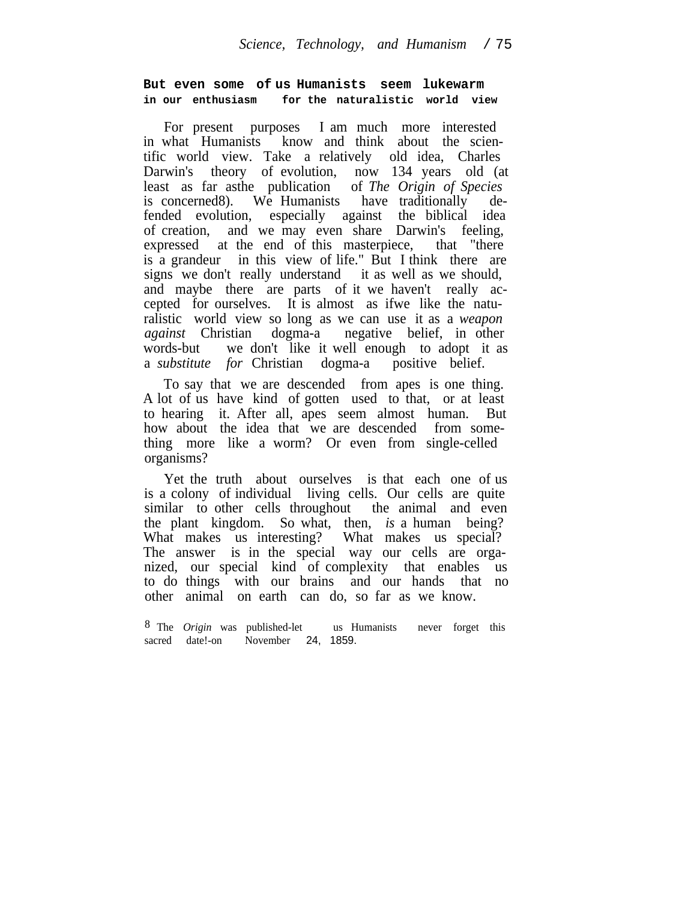**But even some of us Humanists seem lukewarm in our enthusiasm for the naturalistic world view**

For present purposes I am much more interested in what Humanists know and think about the scientific world view. Take a relatively old idea, Charles Darwin's theory of evolution, now 134 years old (at least as far as the publication of *The Origin of Species* is concerned[8]). We Humanists have traditionally defended evolution, especially against the biblical idea of creation, and we may even share Darwin's feeling, expressed at the end of this masterpiece, that "there is a grandeur in this view of life." But I think there are signs we don't really understand it as well as we should, and maybe there are parts of it we haven't really accepted for ourselves. It is almost as if we like the naturalistic world view so long as we can use it as a *weapon against* Christian dogma—a negative belief, in other words—but we don't like it well enough to adopt it as a *substitute for* Christian dogma—a positive belief.

To say that we are descended from apes is one thing. A lot of us have kind of gotten used to that, or at least to hearing it. After all, apes seem almost human. But how about the idea that we are descended from something more like a worm? Or even from single-celled organisms?

Yet the truth about ourselves is that each one of us is a colony of individual living cells. Our cells are quite similar to other cells throughout the animal and even the plant kingdom. So what, then, *is* a human being? What makes us interesting? What makes us special? The answer is in the special way our cells are organized, our special kind of complexity that enables us to do things with our brains and our hands that no other animal on earth can do, so far as we know.

[8] The *Origin* was published—let us Humanists never forget this sacred date!—on November 24, 1859.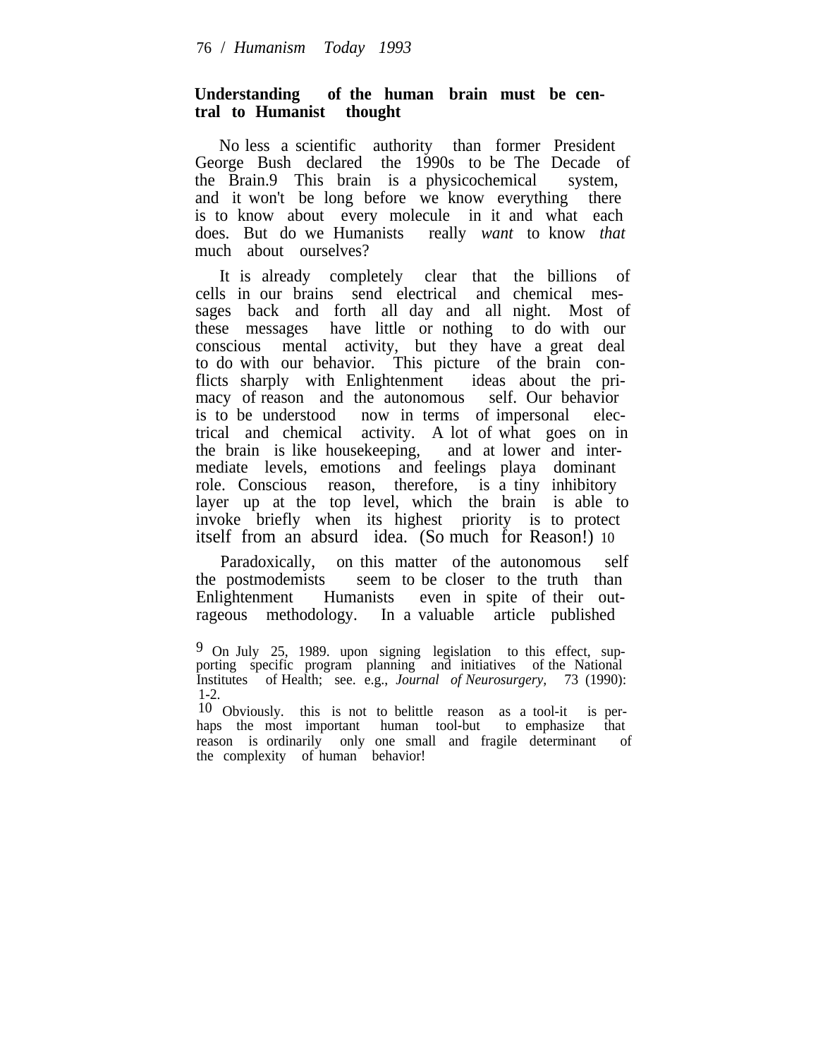**Understanding of the human brain must be central to Humanist thought**

No less a scientific authority than former President George Bush declared the 1990s to be The Decade of the Brain.[9] This brain is a physicochemical system, and it won't be long before we know everything there is to know about every molecule in it and what each does. But do we Humanists really *want* to know *that* much about ourselves?

It is already completely clear that the billions of cells in our brains send electrical and chemical messages back and forth all day and all night. Most of these messages have little or nothing to do with our conscious mental activity, but they have a great deal to do with our behavior. This picture of the brain conflicts sharply with Enlightenment ideas about the primacy of reason and the autonomous self. Our behavior is to be understood now in terms of impersonal electrical and chemical activity. A lot of what goes on in the brain is like housekeeping, and at lower and intermediate levels, emotions and feelings playa dominant role. Conscious reason, therefore, is a tiny inhibitory layer up at the top level, which the brain is able to invoke briefly when its highest priority is to protect itself from an absurd idea. (So much for Reason!)[10]

Paradoxically, on this matter of the autonomous self the postmodemists seem to be closer to the truth than Enlightenment Humanists even in spite of their outrageous methodology. In a valuable article published

[9] On July 25, 1989. upon signing legislation to this effect, supporting specific program planning and initiatives of the National Institutes of Health; see. e.g., *Journal of Neurosurgery,* 73 (1990): 1-2.

[10] Obviously. this is not to belittle reason as a tool-it is perhaps the most important human tool-but to emphasize that reason is ordinarily only one small and fragile determinant of the complexity of human behavior!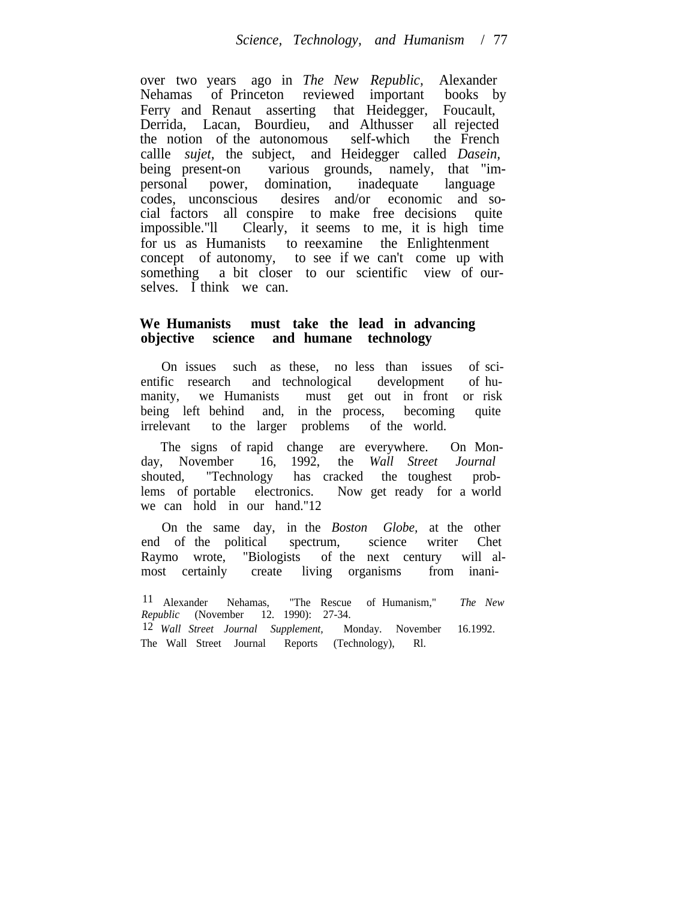over two years ago in *The New Republic*, Alexander Nehamas of Princeton reviewed important books by Ferry and Renaut asserting that Heidegger, Foucault, Derrida, Lacan, Bourdieu, and Althusser all rejected the notion of the autonomous self-which the French callle *sujet*, the subject, and Heidegger called *Dasein*, being present-on various grounds, namely, that "impersonal power, domination, inadequate language codes, unconscious desires and/or economic and social factors all conspire to make free decisions quite impossible."[11] Clearly, it seems to me, it is high time for us as Humanists to reexamine the Enlightenment concept of autonomy, to see if we can't come up with something a bit closer to our scientific view of ourselves. I think we can.

## We Humanists must take the lead in advancing objective science and humane technology

On issues such as these, no less than issues of scientific research and technological development of humanity, we Humanists must get out in front or risk being left behind and, in the process, becoming quite irrelevant to the larger problems of the world.

The signs of rapid change are everywhere. On Monday, November 16, 1992, the *Wall Street Journal* shouted, "Technology has cracked the toughest problems of portable electronics. Now get ready for a world we can hold in our hand."[12]

On the same day, in the *Boston Globe,* at the other end of the political spectrum, science writer Chet Raymo wrote, "Biologists of the next century will almost certainly create living organisms from inani-

---

[11] Alexander Nehamas, "The Rescue of Humanism," *The New Republic* (November 12. 1990): 27-34.

[12] *Wall Street Journal Supplement,* Monday. November 16.1992. The Wall Street Journal Reports (Technology), Rl.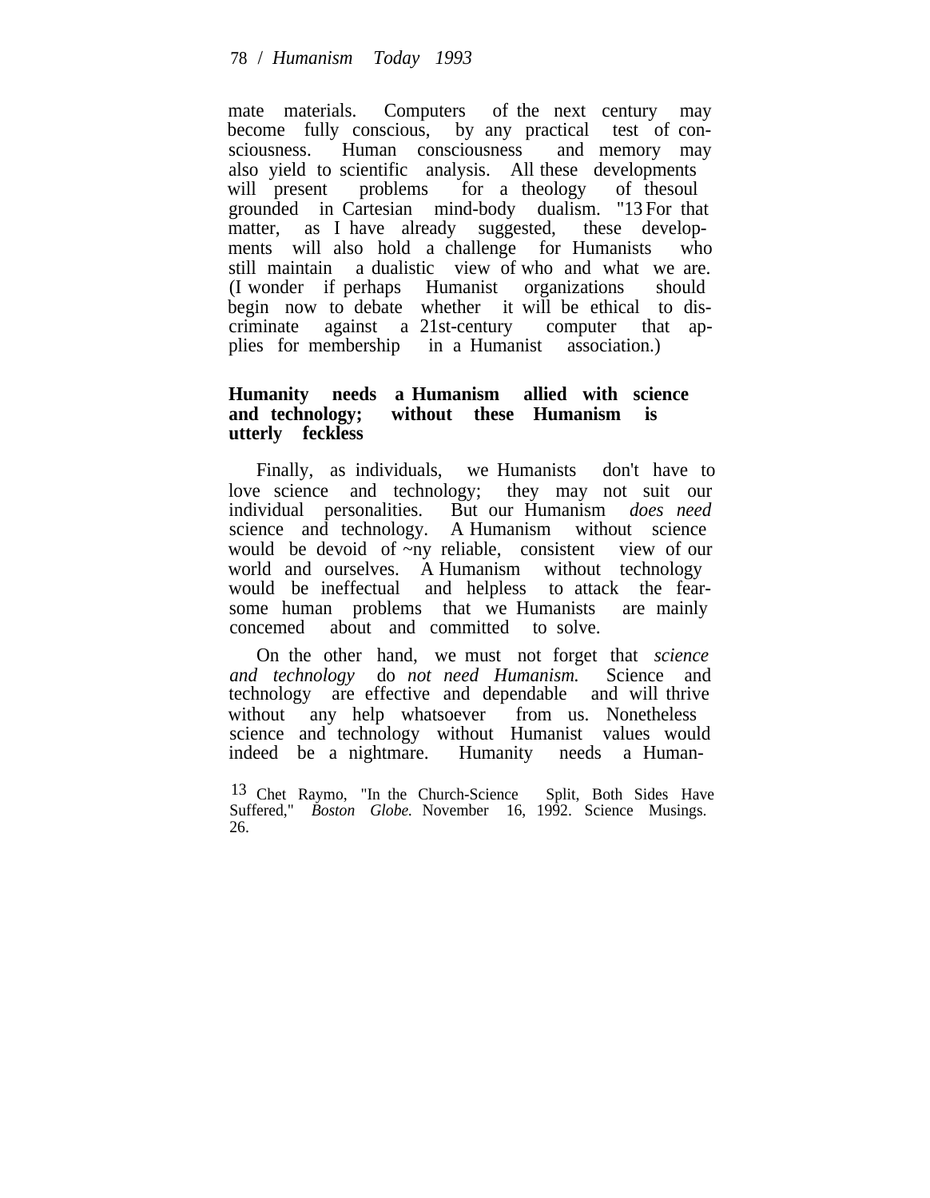mate materials. Computers of the next century may become fully conscious, by any practical test of consciousness. Human consciousness and memory may also yield to scientific analysis. All these developments will present problems for a theology of thesoul grounded in Cartesian mind-body dualism. "[13] For that matter, as I have already suggested, these developments will also hold a challenge for Humanists who still maintain a dualistic view of who and what we are. (I wonder if perhaps Humanist organizations should begin now to debate whether it will be ethical to discriminate against a 21st-century computer that applies for membership in a Humanist association.)

**Humanity needs a Humanism allied with science and technology; without these Humanism is utterly feckless**

Finally, as individuals, we Humanists don't have to love science and technology; they may not suit our individual personalities. But our Humanism *does need* science and technology. A Humanism without science would be devoid of ~ny reliable, consistent view of our world and ourselves. A Humanism without technology would be ineffectual and helpless to attack the fearsome human problems that we Humanists are mainly concemed about and committed to solve.

On the other hand, we must not forget that *science and technology* do *not need Humanism.* Science and technology are effective and dependable and will thrive without any help whatsoever from us. Nonetheless science and technology without Humanist values would indeed be a nightmare. Humanity needs a Human-

[13] Chet Raymo, "In the Church-Science Split, Both Sides Have Suffered," *Boston Globe.* November 16, 1992. Science Musings. 26.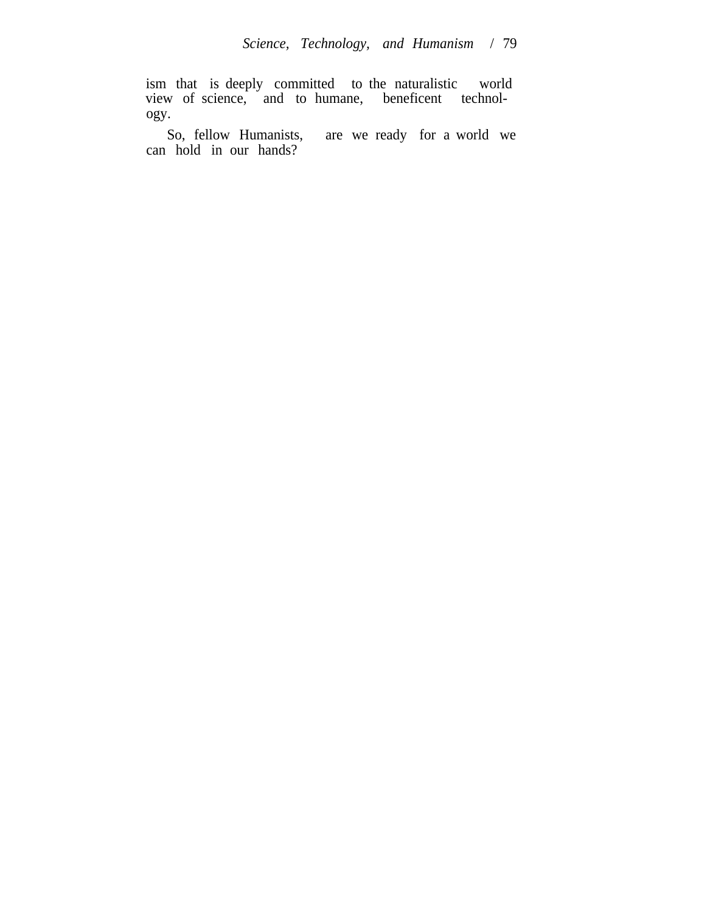ism that is deeply committed to the naturalistic world view of science, and to humane, beneficent technology.

So, fellow Humanists, are we ready for a world we can hold in our hands?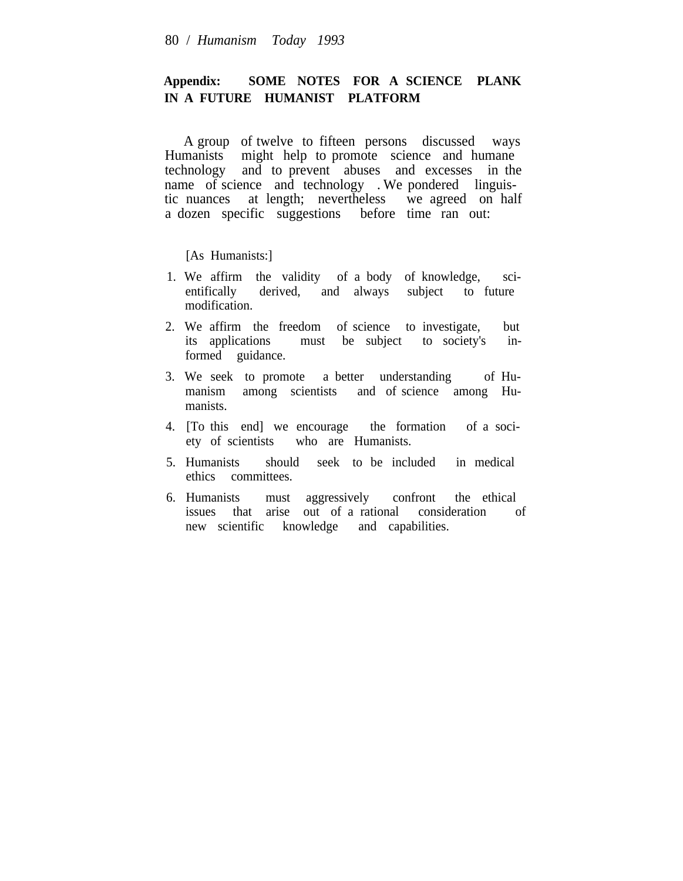## Appendix: SOME NOTES FOR A SCIENCE PLANK IN A FUTURE HUMANIST PLATFORM

A group of twelve to fifteen persons discussed ways Humanists might help to promote science and humane technology and to prevent abuses and excesses in the name of science and technology. We pondered linguistic nuances at length; nevertheless we agreed on half a dozen specific suggestions before time ran out:

[As Humanists:]

1. We affirm the validity of a body of knowledge, scientifically derived, and always subject to future modification.
2. We affirm the freedom of science to investigate, but its applications must be subject to society's informed guidance.
3. We seek to promote a better understanding of Humanism among scientists and of science among Humanists.
4. [To this end] we encourage the formation of a society of scientists who are Humanists.
5. Humanists should seek to be included in medical ethics committees.
6. Humanists must aggressively confront the ethical issues that arise out of a rational consideration of new scientific knowledge and capabilities.